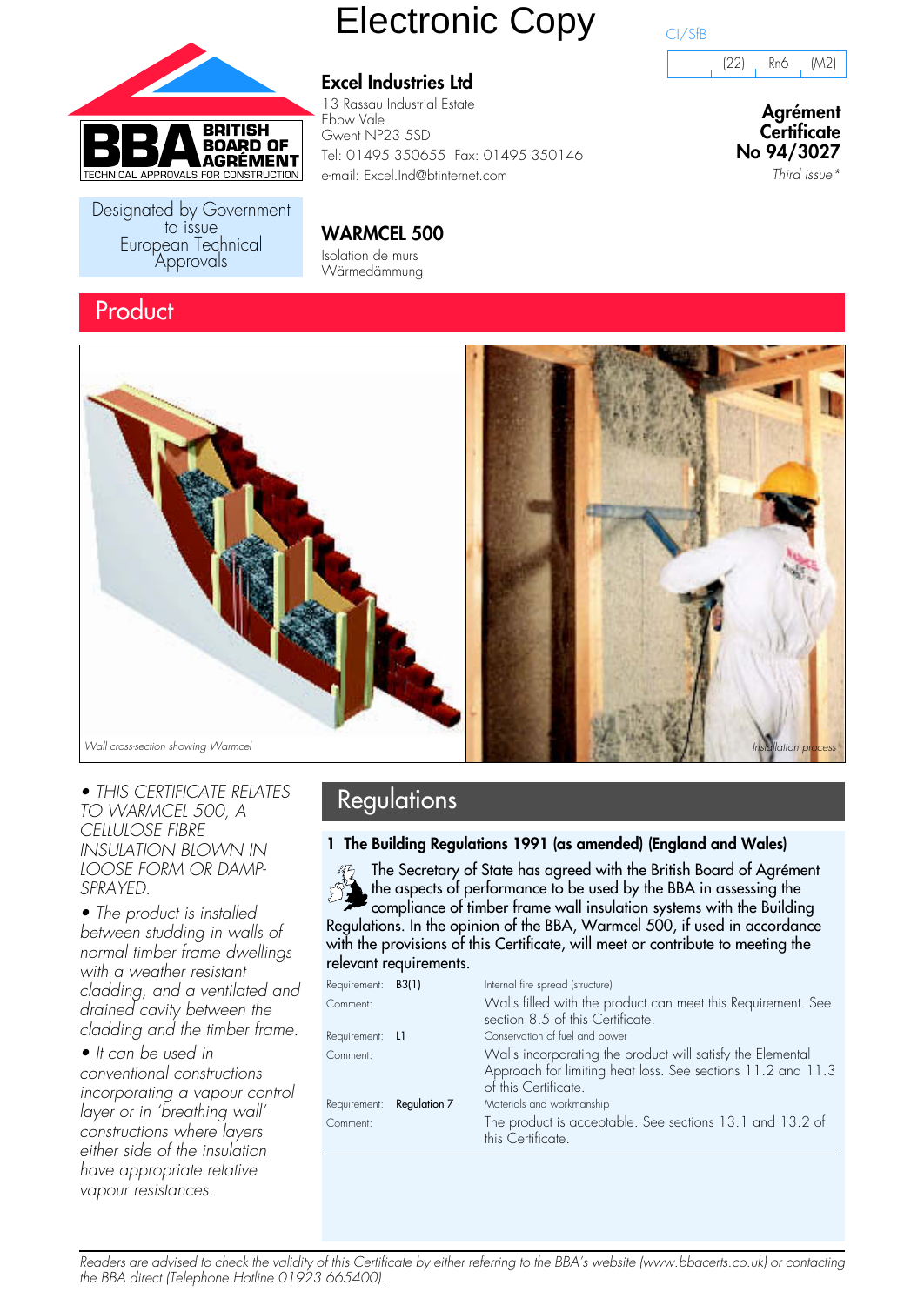# Electronic Copy

CI/SfB

| (22) | Rn6 | (M2) |
|---|---|---|

BRITISH BOARD OF AGRÉMENT
TECHNICAL APPROVALS FOR CONSTRUCTION

Designated by Government to issue European Technical Approvals

**Excel Industries Ltd**

13 Rassau Industrial Estate
Ebbw Vale
Gwent NP23 5SD
Tel: 01495 350655 Fax: 01495 350146
e-mail: Excel.Ind@btinternet.com

**Agrément Certificate**
**No 94/3027**

*Third issue\**

## WARMCEL 500

Isolation de murs
Wärmedämmung

## Product

*Wall cross-section showing Warmcel*

*Installation process*

- *THIS CERTIFICATE RELATES TO WARMCEL 500, A CELLULOSE FIBRE INSULATION BLOWN IN LOOSE FORM OR DAMP-SPRAYED.*
- *The product is installed between studding in walls of normal timber frame dwellings with a weather resistant cladding, and a ventilated and drained cavity between the cladding and the timber frame.*
- *It can be used in conventional constructions incorporating a vapour control layer or in 'breathing wall' constructions where layers either side of the insulation have appropriate relative vapour resistances.*

## Regulations

### 1 The Building Regulations 1991 (as amended) (England and Wales)

The Secretary of State has agreed with the British Board of Agrément the aspects of performance to be used by the BBA in assessing the compliance of timber frame wall insulation systems with the Building Regulations. In the opinion of the BBA, Warmcel 500, if used in accordance with the provisions of this Certificate, will meet or contribute to meeting the relevant requirements.

Requirement: **B3(1)** — Internal fire spread (structure)

Comment: Walls filled with the product can meet this Requirement. See section 8.5 of this Certificate.

Requirement: **L1** — Conservation of fuel and power

Comment: Walls incorporating the product will satisfy the Elemental Approach for limiting heat loss. See sections 11.2 and 11.3 of this Certificate.

Requirement: **Regulation 7** — Materials and workmanship

Comment: The product is acceptable. See sections 13.1 and 13.2 of this Certificate.

*Readers are advised to check the validity of this Certificate by either referring to the BBA's website (www.bbacerts.co.uk) or contacting the BBA direct (Telephone Hotline 01923 665400).*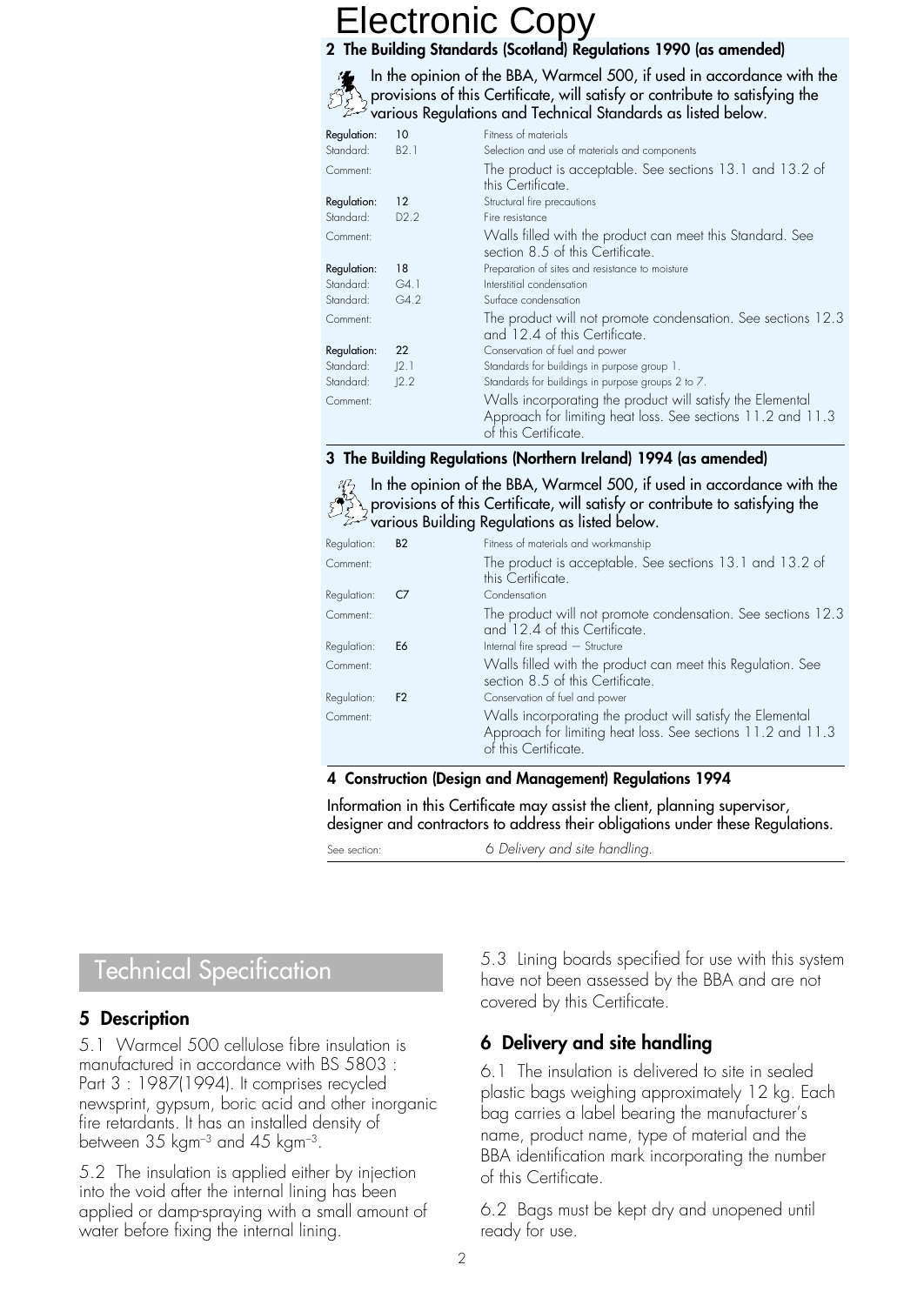Electronic Copy

## 2 The Building Standards (Scotland) Regulations 1990 (as amended)

In the opinion of the BBA, Warmcel 500, if used in accordance with the provisions of this Certificate, will satisfy or contribute to satisfying the various Regulations and Technical Standards as listed below.

| | | |
|---|---|---|
| **Regulation:** | 10 | Fitness of materials |
| Standard: | B2.1 | Selection and use of materials and components |
| Comment: | | The product is acceptable. See sections 13.1 and 13.2 of this Certificate. |
| **Regulation:** | 12 | Structural fire precautions |
| Standard: | D2.2 | Fire resistance |
| Comment: | | Walls filled with the product can meet this Standard. See section 8.5 of this Certificate. |
| **Regulation:** | 18 | Preparation of sites and resistance to moisture |
| Standard: | G4.1 | Interstitial condensation |
| Standard: | G4.2 | Surface condensation |
| Comment: | | The product will not promote condensation. See sections 12.3 and 12.4 of this Certificate. |
| **Regulation:** | 22 | Conservation of fuel and power |
| Standard: | J2.1 | Standards for buildings in purpose group 1. |
| Standard: | J2.2 | Standards for buildings in purpose groups 2 to 7. |
| Comment: | | Walls incorporating the product will satisfy the Elemental Approach for limiting heat loss. See sections 11.2 and 11.3 of this Certificate. |

## 3 The Building Regulations (Northern Ireland) 1994 (as amended)

In the opinion of the BBA, Warmcel 500, if used in accordance with the provisions of this Certificate, will satisfy or contribute to satisfying the various Building Regulations as listed below.

| | | |
|---|---|---|
| Regulation: | **B2** | Fitness of materials and workmanship |
| Comment: | | The product is acceptable. See sections 13.1 and 13.2 of this Certificate. |
| Regulation: | **C7** | Condensation |
| Comment: | | The product will not promote condensation. See sections 12.3 and 12.4 of this Certificate. |
| Regulation: | **E6** | Internal fire spread — Structure |
| Comment: | | Walls filled with the product can meet this Regulation. See section 8.5 of this Certificate. |
| Regulation: | **F2** | Conservation of fuel and power |
| Comment: | | Walls incorporating the product will satisfy the Elemental Approach for limiting heat loss. See sections 11.2 and 11.3 of this Certificate. |

## 4 Construction (Design and Management) Regulations 1994

Information in this Certificate may assist the client, planning supervisor, designer and contractors to address their obligations under these Regulations.

See section: *6 Delivery and site handling.*

# Technical Specification

## 5 Description

5.1 Warmcel 500 cellulose fibre insulation is manufactured in accordance with BS 5803 : Part 3 : 1987(1994). It comprises recycled newsprint, gypsum, boric acid and other inorganic fire retardants. It has an installed density of between 35 $kgm^{-3}$ and 45 $kgm^{-3}$.

5.2 The insulation is applied either by injection into the void after the internal lining has been applied or damp-spraying with a small amount of water before fixing the internal lining.

5.3 Lining boards specified for use with this system have not been assessed by the BBA and are not covered by this Certificate.

## 6 Delivery and site handling

6.1 The insulation is delivered to site in sealed plastic bags weighing approximately 12 kg. Each bag carries a label bearing the manufacturer's name, product name, type of material and the BBA identification mark incorporating the number of this Certificate.

6.2 Bags must be kept dry and unopened until ready for use.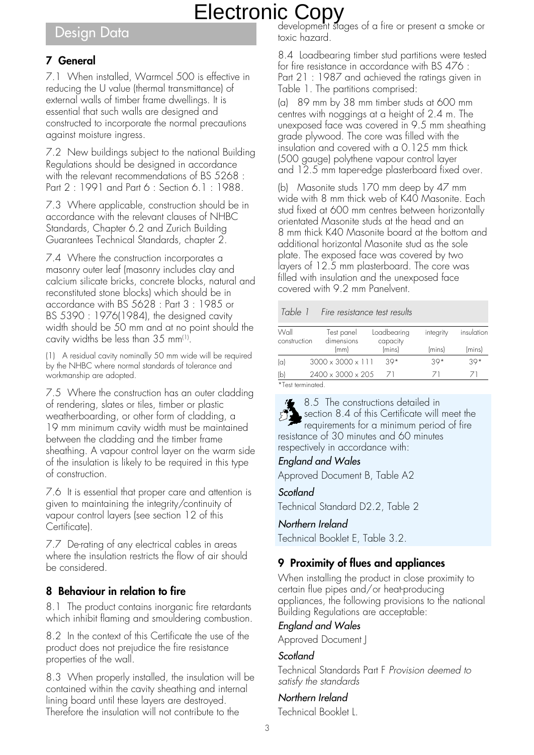Electronic Copy

## Design Data

### 7 General

7.1 When installed, Warmcel 500 is effective in reducing the U value (thermal transmittance) of external walls of timber frame dwellings. It is essential that such walls are designed and constructed to incorporate the normal precautions against moisture ingress.

7.2 New buildings subject to the national Building Regulations should be designed in accordance with the relevant recommendations of BS 5268 : Part 2 : 1991 and Part 6 : Section 6.1 : 1988.

7.3 Where applicable, construction should be in accordance with the relevant clauses of NHBC Standards, Chapter 6.2 and Zurich Building Guarantees Technical Standards, chapter 2.

7.4 Where the construction incorporates a masonry outer leaf (masonry includes clay and calcium silicate bricks, concrete blocks, natural and reconstituted stone blocks) which should be in accordance with BS 5628 : Part 3 : 1985 or BS 5390 : 1976(1984), the designed cavity width should be 50 mm and at no point should the cavity widths be less than 35 mm[1].

(1) A residual cavity nominally 50 mm wide will be required by the NHBC where normal standards of tolerance and workmanship are adopted.

7.5 Where the construction has an outer cladding of rendering, slates or tiles, timber or plastic weatherboarding, or other form of cladding, a 19 mm minimum cavity width must be maintained between the cladding and the timber frame sheathing. A vapour control layer on the warm side of the insulation is likely to be required in this type of construction.

7.6 It is essential that proper care and attention is given to maintaining the integrity/continuity of vapour control layers (see section 12 of this Certificate).

7.7 De-rating of any electrical cables in areas where the insulation restricts the flow of air should be considered.

### 8 Behaviour in relation to fire

8.1 The product contains inorganic fire retardants which inhibit flaming and smouldering combustion.

8.2 In the context of this Certificate the use of the product does not prejudice the fire resistance properties of the wall.

8.3 When properly installed, the insulation will be contained within the cavity sheathing and internal lining board until these layers are destroyed. Therefore the insulation will not contribute to the development stages of a fire or present a smoke or toxic hazard.

8.4 Loadbearing timber stud partitions were tested for fire resistance in accordance with BS 476 : Part 21 : 1987 and achieved the ratings given in Table 1. The partitions comprised:

(a) 89 mm by 38 mm timber studs at 600 mm centres with noggings at a height of 2.4 m. The unexposed face was covered in 9.5 mm sheathing grade plywood. The core was filled with the insulation and covered with a 0.125 mm thick (500 gauge) polythene vapour control layer and 12.5 mm taper-edge plasterboard fixed over.

(b) Masonite studs 170 mm deep by 47 mm wide with 8 mm thick web of K40 Masonite. Each stud fixed at 600 mm centres between horizontally orientated Masonite studs at the head and an 8 mm thick K40 Masonite board at the bottom and additional horizontal Masonite stud as the sole plate. The exposed face was covered by two layers of 12.5 mm plasterboard. The core was filled with insulation and the unexposed face covered with 9.2 mm Panelvent.

*Table 1 Fire resistance test results*

| Wall construction | Test panel dimensions (mm) | Loadbearing capacity (mins) | integrity (mins) | insulation (mins) |
|---|---|---|---|---|
| (a) | 3000 x 3000 x 111 | 39* | 39* | 39* |
| (b) | 2400 x 3000 x 205 | 71 | 71 | 71 |

*Test terminated.

8.5 The constructions detailed in section 8.4 of this Certificate will meet the requirements for a minimum period of fire resistance of 30 minutes and 60 minutes respectively in accordance with:

*England and Wales*

Approved Document B, Table A2

*Scotland*

Technical Standard D2.2, Table 2

*Northern Ireland*

Technical Booklet E, Table 3.2.

### 9 Proximity of flues and appliances

When installing the product in close proximity to certain flue pipes and/or heat-producing appliances, the following provisions to the national Building Regulations are acceptable:

*England and Wales*

Approved Document J

*Scotland*

Technical Standards Part F *Provision deemed to satisfy the standards*

*Northern Ireland*

Technical Booklet L.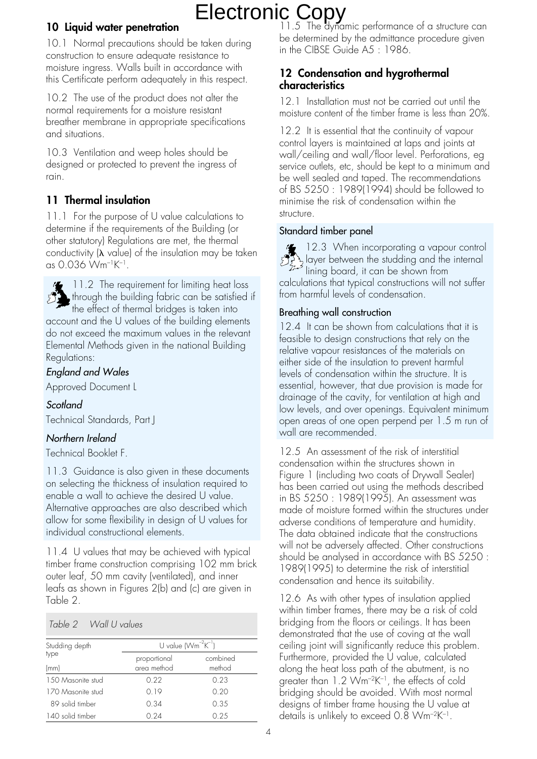## 10 Liquid water penetration

10.1 Normal precautions should be taken during construction to ensure adequate resistance to moisture ingress. Walls built in accordance with this Certificate perform adequately in this respect.

10.2 The use of the product does not alter the normal requirements for a moisture resistant breather membrane in appropriate specifications and situations.

10.3 Ventilation and weep holes should be designed or protected to prevent the ingress of rain.

## 11 Thermal insulation

11.1 For the purpose of U value calculations to determine if the requirements of the Building (or other statutory) Regulations are met, the thermal conductivity ($\lambda$ value) of the insulation may be taken as 0.036 $Wm^{-1}K^{-1}$.

11.2 The requirement for limiting heat loss through the building fabric can be satisfied if the effect of thermal bridges is taken into account and the U values of the building elements do not exceed the maximum values in the relevant Elemental Methods given in the national Building Regulations:

*England and Wales*

Approved Document L

*Scotland*

Technical Standards, Part J

*Northern Ireland*

Technical Booklet F.

11.3 Guidance is also given in these documents on selecting the thickness of insulation required to enable a wall to achieve the desired U value. Alternative approaches are also described which allow for some flexibility in design of U values for individual constructional elements.

11.4 U values that may be achieved with typical timber frame construction comprising 102 mm brick outer leaf, 50 mm cavity (ventilated), and inner leafs as shown in Figures 2(b) and (c) are given in Table 2.

*Table 2 Wall U values*

| Studding depth type (mm) | U value ($Wm^{-2}K^{-1}$) | |
|---|---|---|
| | proportional area method | combined method |
| 150 Masonite stud | 0.22 | 0.23 |
| 170 Masonite stud | 0.19 | 0.20 |
| 89 solid timber | 0.34 | 0.35 |
| 140 solid timber | 0.24 | 0.25 |

11.5 The dynamic performance of a structure can be determined by the admittance procedure given in the CIBSE Guide A5 : 1986.

## 12 Condensation and hygrothermal characteristics

12.1 Installation must not be carried out until the moisture content of the timber frame is less than 20%.

12.2 It is essential that the continuity of vapour control layers is maintained at laps and joints at wall/ceiling and wall/floor level. Perforations, eg service outlets, etc, should be kept to a minimum and be well sealed and taped. The recommendations of BS 5250 : 1989(1994) should be followed to minimise the risk of condensation within the structure.

### Standard timber panel

12.3 When incorporating a vapour control layer between the studding and the internal lining board, it can be shown from calculations that typical constructions will not suffer from harmful levels of condensation.

### Breathing wall construction

12.4 It can be shown from calculations that it is feasible to design constructions that rely on the relative vapour resistances of the materials on either side of the insulation to prevent harmful levels of condensation within the structure. It is essential, however, that due provision is made for drainage of the cavity, for ventilation at high and low levels, and over openings. Equivalent minimum open areas of one open perpend per 1.5 m run of wall are recommended.

12.5 An assessment of the risk of interstitial condensation within the structures shown in Figure 1 (including two coats of Drywall Sealer) has been carried out using the methods described in BS 5250 : 1989(1995). An assessment was made of moisture formed within the structures under adverse conditions of temperature and humidity. The data obtained indicate that the constructions will not be adversely affected. Other constructions should be analysed in accordance with BS 5250 : 1989(1995) to determine the risk of interstitial condensation and hence its suitability.

12.6 As with other types of insulation applied within timber frames, there may be a risk of cold bridging from the floors or ceilings. It has been demonstrated that the use of coving at the wall ceiling joint will significantly reduce this problem. Furthermore, provided the U value, calculated along the heat loss path of the abutment, is no greater than 1.2 $Wm^{-2}K^{-1}$, the effects of cold bridging should be avoided. With most normal designs of timber frame housing the U value at details is unlikely to exceed 0.8 $Wm^{-2}K^{-1}$.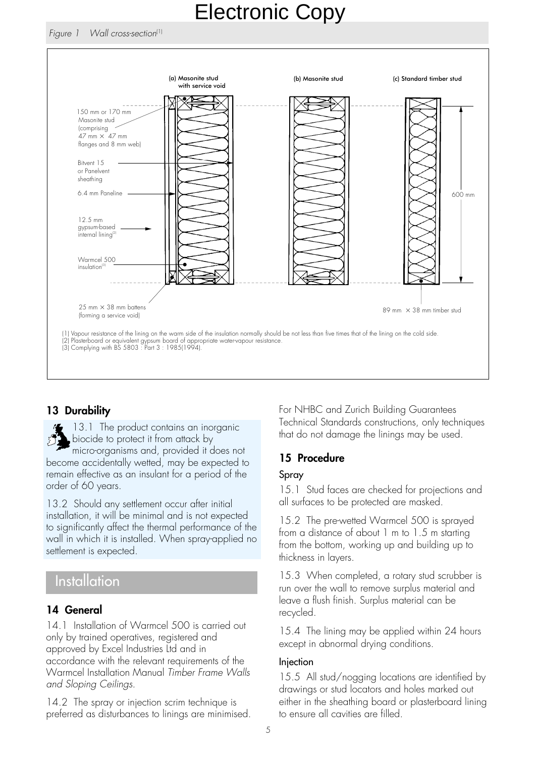Figure 1 Wall cross-section[1]

(a) Masonite stud with service void

(b) Masonite stud

(c) Standard timber stud

150 mm or 170 mm Masonite stud (comprising 47 mm × 47 mm flanges and 8 mm web)

Bitvent 15 or Panelvent sheathing

6.4 mm Paneline

12.5 mm gypsum-based internal lining[2]

Warmcel 500 insulation[3]

25 mm × 38 mm battens (forming a service void)

600 mm

89 mm × 38 mm timber stud

(1) Vapour resistance of the lining on the warm side of the insulation normally should be not less than five times that of the lining on the cold side.
(2) Plasterboard or equivalent gypsum board of appropriate water-vapour resistance.
(3) Complying with BS 5803 : Part 3 : 1985(1994).

## 13 Durability

13.1 The product contains an inorganic biocide to protect it from attack by micro-organisms and, provided it does not become accidentally wetted, may be expected to remain effective as an insulant for a period of the order of 60 years.

13.2 Should any settlement occur after initial installation, it will be minimal and is not expected to significantly affect the thermal performance of the wall in which it is installed. When spray-applied no settlement is expected.

# Installation

## 14 General

14.1 Installation of Warmcel 500 is carried out only by trained operatives, registered and approved by Excel Industries Ltd and in accordance with the relevant requirements of the Warmcel Installation Manual *Timber Frame Walls and Sloping Ceilings*.

14.2 The spray or injection scrim technique is preferred as disturbances to linings are minimised. For NHBC and Zurich Building Guarantees Technical Standards constructions, only techniques that do not damage the linings may be used.

## 15 Procedure

### Spray

15.1 Stud faces are checked for projections and all surfaces to be protected are masked.

15.2 The pre-wetted Warmcel 500 is sprayed from a distance of about 1 m to 1.5 m starting from the bottom, working up and building up to thickness in layers.

15.3 When completed, a rotary stud scrubber is run over the wall to remove surplus material and leave a flush finish. Surplus material can be recycled.

15.4 The lining may be applied within 24 hours except in abnormal drying conditions.

### Injection

15.5 All stud/nogging locations are identified by drawings or stud locators and holes marked out either in the sheathing board or plasterboard lining to ensure all cavities are filled.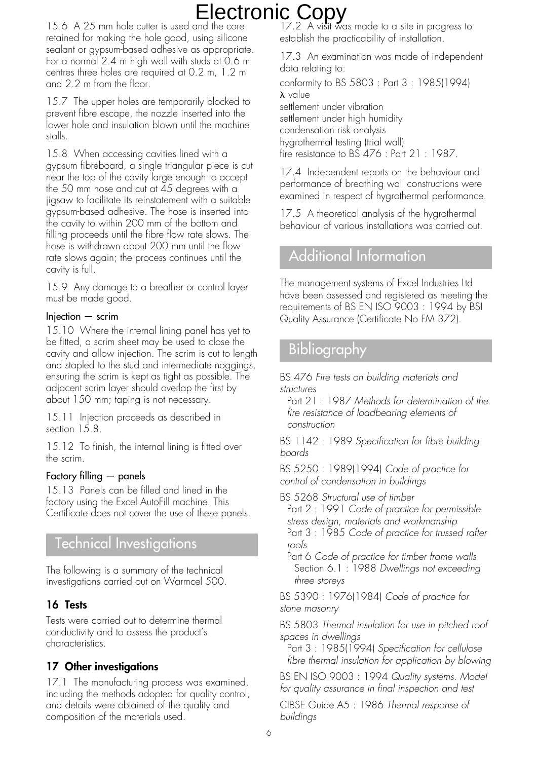15.6 A 25 mm hole cutter is used and the core retained for making the hole good, using silicone sealant or gypsum-based adhesive as appropriate. For a normal 2.4 m high wall with studs at 0.6 m centres three holes are required at 0.2 m, 1.2 m and 2.2 m from the floor.

15.7 The upper holes are temporarily blocked to prevent fibre escape, the nozzle inserted into the lower hole and insulation blown until the machine stalls.

15.8 When accessing cavities lined with a gypsum fibreboard, a single triangular piece is cut near the top of the cavity large enough to accept the 50 mm hose and cut at 45 degrees with a jigsaw to facilitate its reinstatement with a suitable gypsum-based adhesive. The hose is inserted into the cavity to within 200 mm of the bottom and filling proceeds until the fibre flow rate slows. The hose is withdrawn about 200 mm until the flow rate slows again; the process continues until the cavity is full.

15.9 Any damage to a breather or control layer must be made good.

### Injection — scrim

15.10 Where the internal lining panel has yet to be fitted, a scrim sheet may be used to close the cavity and allow injection. The scrim is cut to length and stapled to the stud and intermediate noggings, ensuring the scrim is kept as tight as possible. The adjacent scrim layer should overlap the first by about 150 mm; taping is not necessary.

15.11 Injection proceeds as described in section 15.8.

15.12 To finish, the internal lining is fitted over the scrim.

### Factory filling — panels

15.13 Panels can be filled and lined in the factory using the Excel AutoFill machine. This Certificate does not cover the use of these panels.

## Technical Investigations

The following is a summary of the technical investigations carried out on Warmcel 500.

### 16 Tests

Tests were carried out to determine thermal conductivity and to assess the product's characteristics.

### 17 Other investigations

17.1 The manufacturing process was examined, including the methods adopted for quality control, and details were obtained of the quality and composition of the materials used.

17.2 A visit was made to a site in progress to establish the practicability of installation.

17.3 An examination was made of independent data relating to:

conformity to BS 5803 : Part 3 : 1985(1994)
$\lambda$ value
settlement under vibration
settlement under high humidity
condensation risk analysis
hygrothermal testing (trial wall)
fire resistance to BS 476 : Part 21 : 1987.

17.4 Independent reports on the behaviour and performance of breathing wall constructions were examined in respect of hygrothermal performance.

17.5 A theoretical analysis of the hygrothermal behaviour of various installations was carried out.

## Additional Information

The management systems of Excel Industries Ltd have been assessed and registered as meeting the requirements of BS EN ISO 9003 : 1994 by BSI Quality Assurance (Certificate No FM 372).

## Bibliography

BS 476 *Fire tests on building materials and structures*
Part 21 : 1987 *Methods for determination of the fire resistance of loadbearing elements of construction*

BS 1142 : 1989 *Specification for fibre building boards*

BS 5250 : 1989(1994) *Code of practice for control of condensation in buildings*

BS 5268 *Structural use of timber*
Part 2 : 1991 *Code of practice for permissible stress design, materials and workmanship*
Part 3 : 1985 *Code of practice for trussed rafter roofs*
Part 6 *Code of practice for timber frame walls*
Section 6.1 : 1988 *Dwellings not exceeding three storeys*

BS 5390 : 1976(1984) *Code of practice for stone masonry*

BS 5803 *Thermal insulation for use in pitched roof spaces in dwellings*
Part 3 : 1985(1994) *Specification for cellulose fibre thermal insulation for application by blowing*

BS EN ISO 9003 : 1994 *Quality systems. Model for quality assurance in final inspection and test*

CIBSE Guide A5 : 1986 *Thermal response of buildings*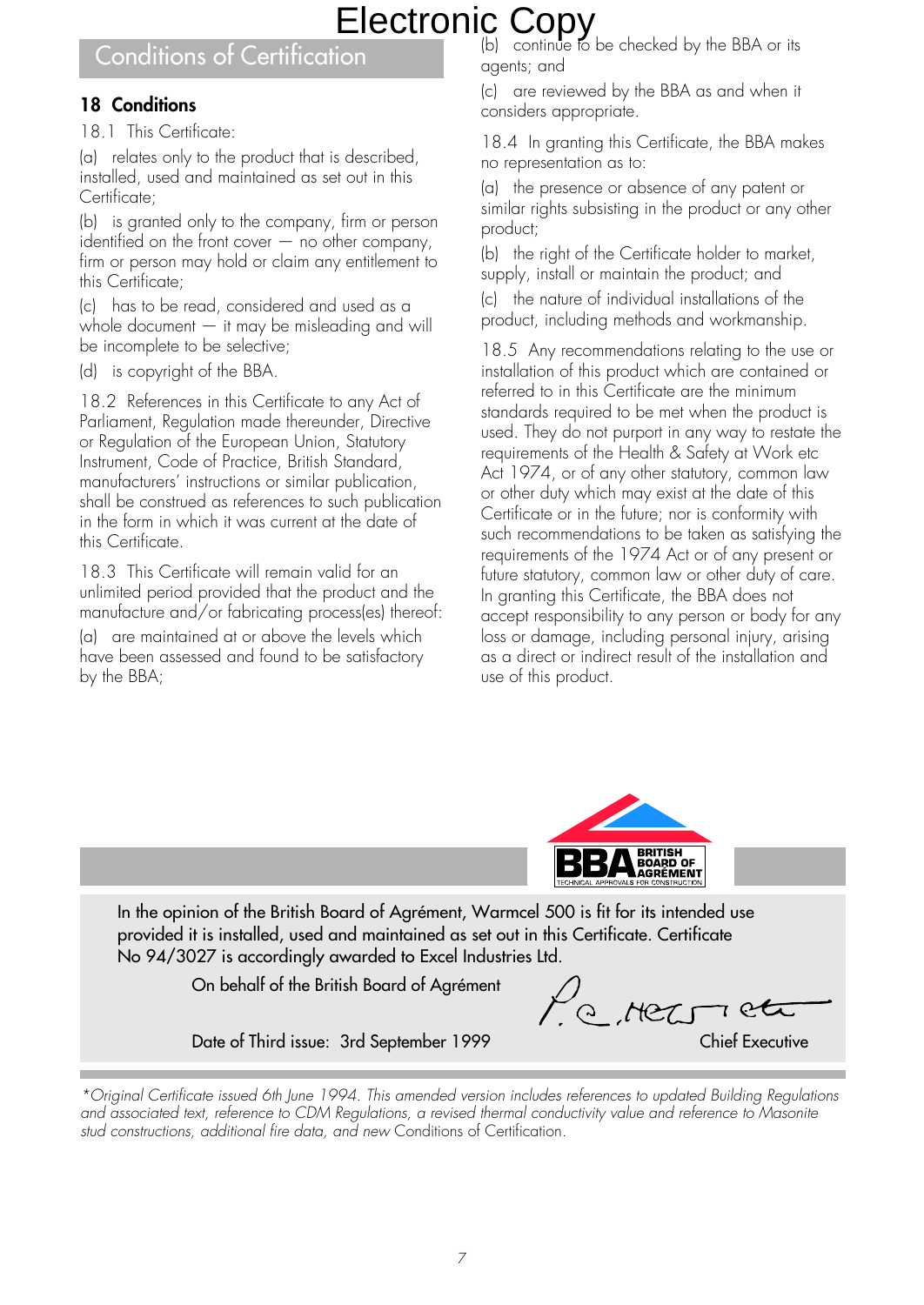Electronic Copy

## Conditions of Certification

### 18 Conditions

18.1 This Certificate:

(a) relates only to the product that is described, installed, used and maintained as set out in this Certificate;

(b) is granted only to the company, firm or person identified on the front cover — no other company, firm or person may hold or claim any entitlement to this Certificate;

(c) has to be read, considered and used as a whole document — it may be misleading and will be incomplete to be selective;

(d) is copyright of the BBA.

18.2 References in this Certificate to any Act of Parliament, Regulation made thereunder, Directive or Regulation of the European Union, Statutory Instrument, Code of Practice, British Standard, manufacturers' instructions or similar publication, shall be construed as references to such publication in the form in which it was current at the date of this Certificate.

18.3 This Certificate will remain valid for an unlimited period provided that the product and the manufacture and/or fabricating process(es) thereof:

(a) are maintained at or above the levels which have been assessed and found to be satisfactory by the BBA;

(b) continue to be checked by the BBA or its agents; and

(c) are reviewed by the BBA as and when it considers appropriate.

18.4 In granting this Certificate, the BBA makes no representation as to:

(a) the presence or absence of any patent or similar rights subsisting in the product or any other product;

(b) the right of the Certificate holder to market, supply, install or maintain the product; and

(c) the nature of individual installations of the product, including methods and workmanship.

18.5 Any recommendations relating to the use or installation of this product which are contained or referred to in this Certificate are the minimum standards required to be met when the product is used. They do not purport in any way to restate the requirements of the Health & Safety at Work etc Act 1974, or of any other statutory, common law or other duty which may exist at the date of this Certificate or in the future; nor is conformity with such recommendations to be taken as satisfying the requirements of the 1974 Act or of any present or future statutory, common law or other duty of care. In granting this Certificate, the BBA does not accept responsibility to any person or body for any loss or damage, including personal injury, arising as a direct or indirect result of the installation and use of this product.

BBA BRITISH BOARD OF AGRÉMENT
TECHNICAL APPROVALS FOR CONSTRUCTION

In the opinion of the British Board of Agrément, Warmcel 500 is fit for its intended use provided it is installed, used and maintained as set out in this Certificate. Certificate No 94/3027 is accordingly awarded to Excel Industries Ltd.

On behalf of the British Board of Agrément

Date of Third issue: 3rd September 1999

Chief Executive

*Original Certificate issued 6th June 1994. This amended version includes references to updated Building Regulations and associated text, reference to CDM Regulations, a revised thermal conductivity value and reference to Masonite stud constructions, additional fire data, and new Conditions of Certification.*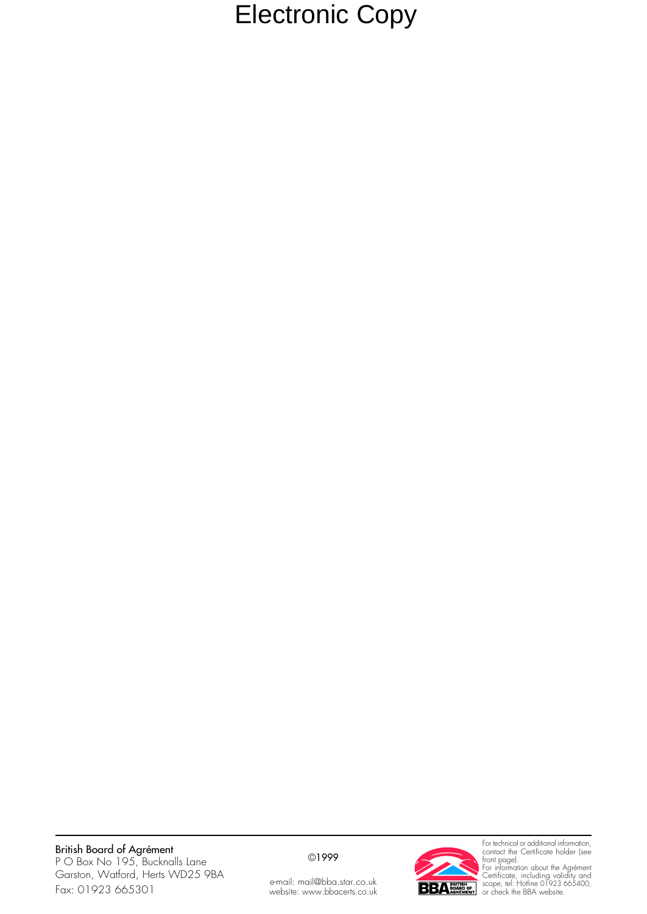Electronic Copy

**British Board of Agrément**
P O Box No 195, Bucknalls Lane
Garston, Watford, Herts WD25 9BA
Fax: 01923 665301

©1999

e-mail: mail@bba.star.co.uk
website: www.bbacerts.co.uk

For technical or additional information, contact the Certificate holder (see front page).
For information about the Agrément Certificate, including validity and scope, tel: Hotline 01923 665400, or check the BBA website.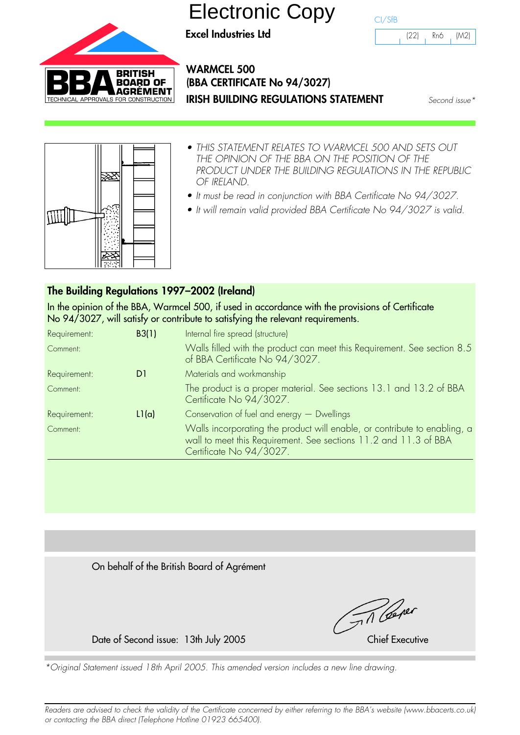Electronic Copy

**Excel Industries Ltd**

CI/SfB

| | | | |
|---|---|---|---|
| | (22) | Rn6 | (M2) |

## WARMCEL 500
## (BBA CERTIFICATE No 94/3027)
## IRISH BUILDING REGULATIONS STATEMENT

*Second issue\**

- *THIS STATEMENT RELATES TO WARMCEL 500 AND SETS OUT THE OPINION OF THE BBA ON THE POSITION OF THE PRODUCT UNDER THE BUILDING REGULATIONS IN THE REPUBLIC OF IRELAND.*
- *It must be read in conjunction with BBA Certificate No 94/3027.*
- *It will remain valid provided BBA Certificate No 94/3027 is valid.*

### The Building Regulations 1997–2002 (Ireland)

In the opinion of the BBA, Warmcel 500, if used in accordance with the provisions of Certificate No 94/3027, will satisfy or contribute to satisfying the relevant requirements.

| | | |
|---|---|---|
| Requirement: | B3(1) | Internal fire spread (structure) |
| Comment: | | Walls filled with the product can meet this Requirement. See section 8.5 of BBA Certificate No 94/3027. |
| Requirement: | D1 | Materials and workmanship |
| Comment: | | The product is a proper material. See sections 13.1 and 13.2 of BBA Certificate No 94/3027. |
| Requirement: | L1(a) | Conservation of fuel and energy — Dwellings |
| Comment: | | Walls incorporating the product will enable, or contribute to enabling, a wall to meet this Requirement. See sections 11.2 and 11.3 of BBA Certificate No 94/3027. |

On behalf of the British Board of Agrément

Date of Second issue: 13th July 2005

Chief Executive

*\*Original Statement issued 18th April 2005. This amended version includes a new line drawing.*

*Readers are advised to check the validity of the Certificate concerned by either referring to the BBA's website (www.bbacerts.co.uk) or contacting the BBA direct (Telephone Hotline 01923 665400).*